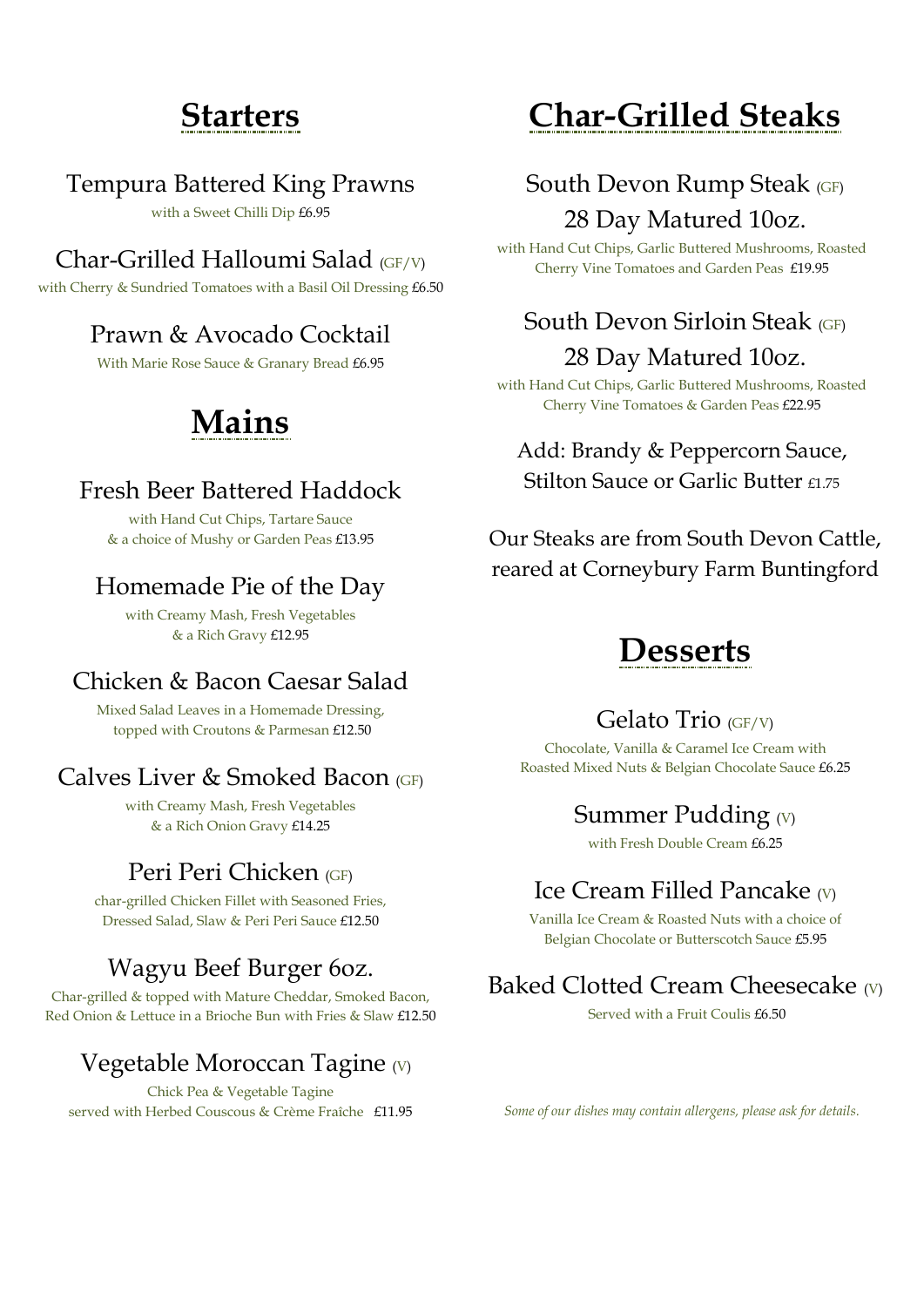## Starters

### Tempura Battered King Prawns

with a Sweet Chilli Dip £6.95

### Char-Grilled Halloumi Salad (GF/V)

with Cherry & Sundried Tomatoes with a Basil Oil Dressing £6.50

### Prawn & Avocado Cocktail

With Marie Rose Sauce & Granary Bread £6.95

## Mains

### Fresh Beer Battered Haddock

with Hand Cut Chips, Tartare Sauce & a choice of Mushy or Garden Peas £13.95

### Homemade Pie of the Day

with Creamy Mash, Fresh Vegetables & a Rich Gravy £12.95

### Chicken & Bacon Caesar Salad

Mixed Salad Leaves in a Homemade Dressing, topped with Croutons & Parmesan £12.50

### Calves Liver & Smoked Bacon (GF)

with Creamy Mash, Fresh Vegetables & a Rich Onion Gravy £14.25

### Peri Peri Chicken (GF)

char-grilled Chicken Fillet with Seasoned Fries, Dressed Salad, Slaw & Peri Peri Sauce £12.50

### Wagyu Beef Burger 6oz.

Char-grilled & topped with Mature Cheddar, Smoked Bacon, Red Onion & Lettuce in a Brioche Bun with Fries & Slaw £12.50

### Vegetable Moroccan Tagine (V)

Chick Pea & Vegetable Tagine served with Herbed Couscous & Crème Fraîche £11.95

## Char-Grilled Steaks

### South Devon Rump Steak (GF) 28 Day Matured 10oz.

with Hand Cut Chips, Garlic Buttered Mushrooms, Roasted Cherry Vine Tomatoes and Garden Peas £19.95

### South Devon Sirloin Steak (GF) 28 Day Matured 10oz.

with Hand Cut Chips, Garlic Buttered Mushrooms, Roasted Cherry Vine Tomatoes & Garden Peas £22.95

Add: Brandy & Peppercorn Sauce, Stilton Sauce or Garlic Butter £1.75

Our Steaks are from South Devon Cattle, reared at Corneybury Farm Buntingford

## Desserts

### Gelato Trio (GF/V)

Chocolate, Vanilla & Caramel Ice Cream with Roasted Mixed Nuts & Belgian Chocolate Sauce £6.25

### Summer Pudding (V)

with Fresh Double Cream £6.25

### Ice Cream Filled Pancake (V)

Vanilla Ice Cream & Roasted Nuts with a choice of Belgian Chocolate or Butterscotch Sauce £5.95

### Baked Clotted Cream Cheesecake (V)

Served with a Fruit Coulis £6.50

*Some of our dishes may contain allergens, please ask for details.*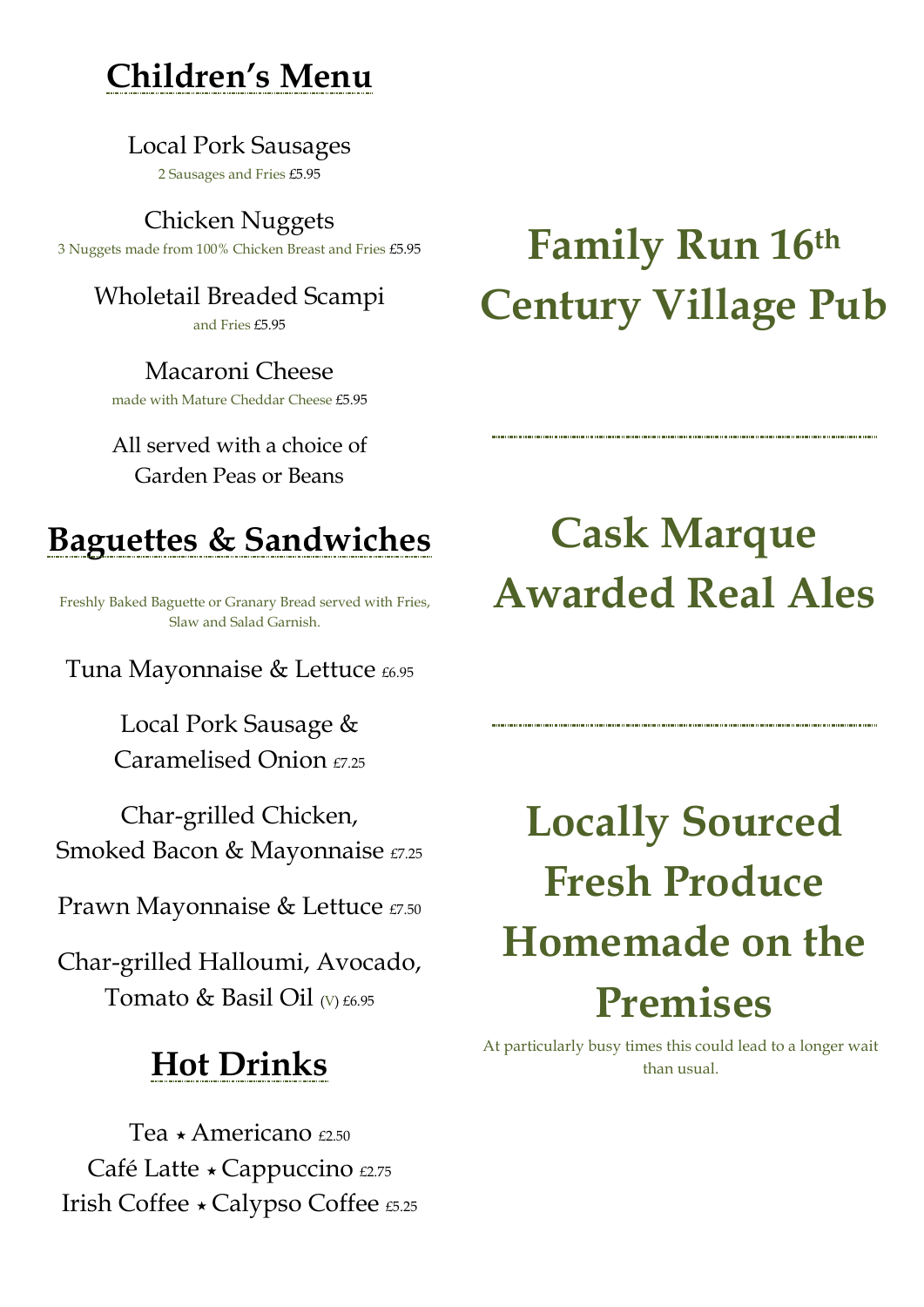## Children's Menu

Local Pork Sausages

2 Sausages and Fries £5.95

Chicken Nuggets

3 Nuggets made from 100% Chicken Breast and Fries £5.95

Wholetail Breaded Scampi

and Fries £5.95

Macaroni Cheese

made with Mature Cheddar Cheese £5.95

All served with a choice of Garden Peas or Beans

## Baguettes & Sandwiches

Freshly Baked Baguette or Granary Bread served with Fries, Slaw and Salad Garnish.

Tuna Mayonnaise & Lettuce £6.95

Local Pork Sausage & Caramelised Onion £7.25

Char-grilled Chicken, Smoked Bacon & Mayonnaise £7.25

Prawn Mayonnaise & Lettuce £7.50

Char-grilled Halloumi, Avocado, Tomato & Basil Oil (V) £6.95

## Hot Drinks

Tea ⋆ Americano £2.50

Café Latte ⋆ Cappuccino £2.75

Irish Coffee ⋆ Calypso Coffee £5.25

# Family Run 16th Century Village Pub

# Cask Marque Awarded Real Ales

# Locally Sourced Fresh Produce Homemade on the Premises

At particularly busy times this could lead to a longer wait than usual.